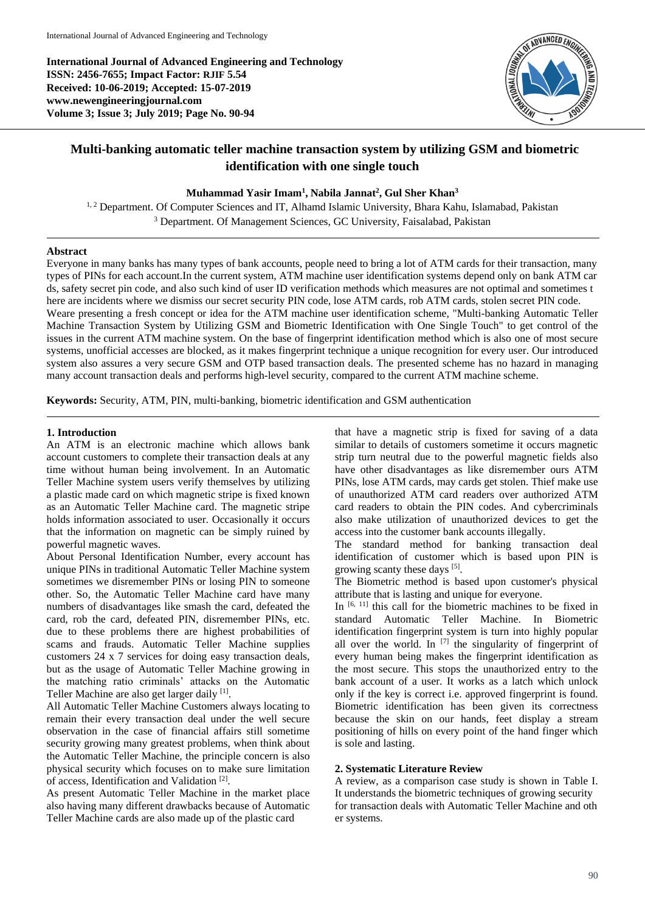**International Journal of Advanced Engineering and Technology**
**ISSN: 2456-7655; Impact Factor: RJIF 5.54**
**Received: 10-06-2019; Accepted: 15-07-2019**
**www.newengineeringjournal.com**
**Volume 3; Issue 3; July 2019; Page No. 90-94**

# Multi-banking automatic teller machine transaction system by utilizing GSM and biometric identification with one single touch

**Muhammad Yasir Imam[1], Nabila Jannat[2], Gul Sher Khan[3]**

[1, 2] Department. Of Computer Sciences and IT, Alhamd Islamic University, Bhara Kahu, Islamabad, Pakistan
[3] Department. Of Management Sciences, GC University, Faisalabad, Pakistan

## Abstract

Everyone in many banks has many types of bank accounts, people need to bring a lot of ATM cards for their transaction, many types of PINs for each account.In the current system, ATM machine user identification systems depend only on bank ATM car ds, safety secret pin code, and also such kind of user ID verification methods which measures are not optimal and sometimes t here are incidents where we dismiss our secret security PIN code, lose ATM cards, rob ATM cards, stolen secret PIN code. Weare presenting a fresh concept or idea for the ATM machine user identification scheme, "Multi-banking Automatic Teller Machine Transaction System by Utilizing GSM and Biometric Identification with One Single Touch" to get control of the issues in the current ATM machine system. On the base of fingerprint identification method which is also one of most secure systems, unofficial accesses are blocked, as it makes fingerprint technique a unique recognition for every user. Our introduced system also assures a very secure GSM and OTP based transaction deals. The presented scheme has no hazard in managing many account transaction deals and performs high-level security, compared to the current ATM machine scheme.

**Keywords:** Security, ATM, PIN, multi-banking, biometric identification and GSM authentication

## 1. Introduction

An ATM is an electronic machine which allows bank account customers to complete their transaction deals at any time without human being involvement. In an Automatic Teller Machine system users verify themselves by utilizing a plastic made card on which magnetic stripe is fixed known as an Automatic Teller Machine card. The magnetic stripe holds information associated to user. Occasionally it occurs that the information on magnetic can be simply ruined by powerful magnetic waves.

About Personal Identification Number, every account has unique PINs in traditional Automatic Teller Machine system sometimes we disremember PINs or losing PIN to someone other. So, the Automatic Teller Machine card have many numbers of disadvantages like smash the card, defeated the card, rob the card, defeated PIN, disremember PINs, etc. due to these problems there are highest probabilities of scams and frauds. Automatic Teller Machine supplies customers 24 x 7 services for doing easy transaction deals, but as the usage of Automatic Teller Machine growing in the matching ratio criminals' attacks on the Automatic Teller Machine are also get larger daily [1].

All Automatic Teller Machine Customers always locating to remain their every transaction deal under the well secure observation in the case of financial affairs still sometime security growing many greatest problems, when think about the Automatic Teller Machine, the principle concern is also physical security which focuses on to make sure limitation of access, Identification and Validation [2].

As present Automatic Teller Machine in the market place also having many different drawbacks because of Automatic Teller Machine cards are also made up of the plastic card that have a magnetic strip is fixed for saving of a data similar to details of customers sometime it occurs magnetic strip turn neutral due to the powerful magnetic fields also have other disadvantages as like disremember ours ATM PINs, lose ATM cards, may cards get stolen. Thief make use of unauthorized ATM card readers over authorized ATM card readers to obtain the PIN codes. And cybercriminals also make utilization of unauthorized devices to get the access into the customer bank accounts illegally.

The standard method for banking transaction deal identification of customer which is based upon PIN is growing scanty these days [5].

The Biometric method is based upon customer's physical attribute that is lasting and unique for everyone.

In [6, 11] this call for the biometric machines to be fixed in standard Automatic Teller Machine. In Biometric identification fingerprint system is turn into highly popular all over the world. In [7] the singularity of fingerprint of every human being makes the fingerprint identification as the most secure. This stops the unauthorized entry to the bank account of a user. It works as a latch which unlock only if the key is correct i.e. approved fingerprint is found. Biometric identification has been given its correctness because the skin on our hands, feet display a stream positioning of hills on every point of the hand finger which is sole and lasting.

## 2. Systematic Literature Review

A review, as a comparison case study is shown in Table I. It understands the biometric techniques of growing security for transaction deals with Automatic Teller Machine and oth er systems.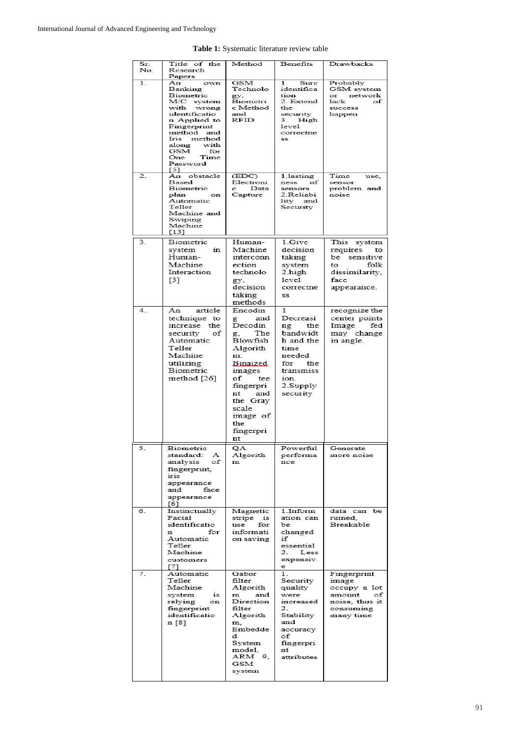**Table 1:** Systematic literature review table

| Sr. No. | Title of the Research Papers | Method | Benefits | Drawbacks |
|---|---|---|---|---|
| 1. | An own Banking Biometric M/C system with wrong identification Applied to Fingerprint method and Iris method along with GSM for One Time Password [5]. | GSM Technology, Biometric Method and RFID | 1. Sure identification 2. Extend the security 3. High level correctness | Probably GSM system or network lack of success happen |
| 2. | An obstacle Based Biometric plan on Automatic Teller Machine and Swiping Machine [13] | (EDC) Electronic Data Capture | 1.lastingness of sensors 2.Reliability and Security | Time use, sensor problem and noise |
| 3. | Biometric system in Human-Machine Interaction [3] | Human-Machine interconnection technology, decision taking methods | 1.Give decision taking system 2.high level correctness | This system requires to be sensitive to folk dissimilarity, face appearance. |
| 4. | An article technique to increase the security of Automatic Teller Machine utilizing Biometric method [26] | Encoding and Decoding, The Blowfish Algorithm. Binaized images of tee fingerprint and the Gray scale image of the fingerprint | 1 Decreasing the bandwidth and the time needed for the transmission. 2.Supply security | recognize the center points Image fed may change in angle. |
| 5. | Biometric standard: A analysis of fingerprint, iris appearance and face appearance [6] | QA Algorithm | Powerful performance | Generate more noise |
| 6. | Instinctually Facial identification for Automatic Teller Machine customers [7] | Magnetic stripe is use for information saving | 1.Information can be changed if essential 2. Less expensive | data can be ruined, Breakable |
| 7. | Automatic Teller Machine system is relying on fingerprint identification [8] | Gabor filter Algorithm and Direction filter Algorithm, Embedded System model, ARM 9, GSM system | 1. Security quality were increased 2. Stability and accuracy of fingerprint attributes | Fingerprint image occupy a lot amount of noise, thus it consuming many time |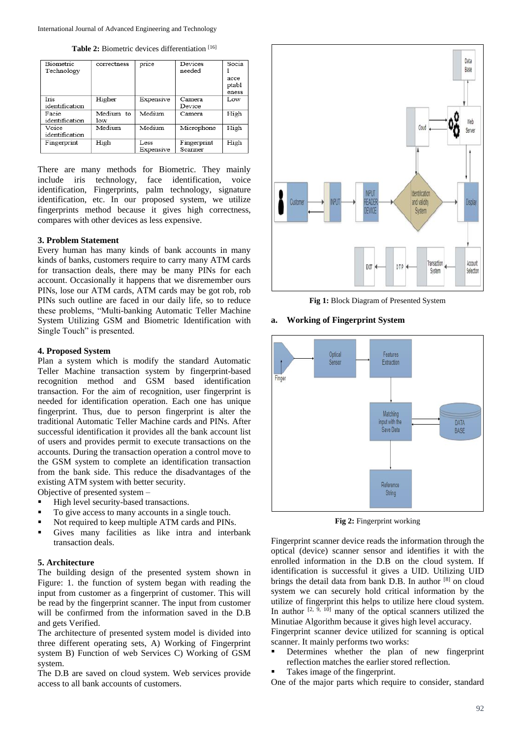**Table 2:** Biometric devices differentiation [16]

| Biometric Technology | correctness | price | Devices needed | Social acceptableness |
|---|---|---|---|---|
| Iris identification | Higher | Expensive | Camera Device | Low |
| Facie identification | Medium to low | Medium | Camera | High |
| Voice identification | Medium | Medium | Microphone | High |
| Fingerprint | High | Less Expensive | Fingerprint Scanner | High |

There are many methods for Biometric. They mainly include iris technology, face identification, voice identification, Fingerprints, palm technology, signature identification, etc. In our proposed system, we utilize fingerprints method because it gives high correctness, compares with other devices as less expensive.

### 3. Problem Statement

Every human has many kinds of bank accounts in many kinds of banks, customers require to carry many ATM cards for transaction deals, there may be many PINs for each account. Occasionally it happens that we disremember ours PINs, lose our ATM cards, ATM cards may be got rob, rob PINs such outline are faced in our daily life, so to reduce these problems, "Multi-banking Automatic Teller Machine System Utilizing GSM and Biometric Identification with Single Touch" is presented.

### 4. Proposed System

Plan a system which is modify the standard Automatic Teller Machine transaction system by fingerprint-based recognition method and GSM based identification transaction. For the aim of recognition, user fingerprint is needed for identification operation. Each one has unique fingerprint. Thus, due to person fingerprint is alter the traditional Automatic Teller Machine cards and PINs. After successful identification it provides all the bank account list of users and provides permit to execute transactions on the accounts. During the transaction operation a control move to the GSM system to complete an identification transaction from the bank side. This reduce the disadvantages of the existing ATM system with better security.

Objective of presented system –

- High level security-based transactions.
- To give access to many accounts in a single touch.
- Not required to keep multiple ATM cards and PINs.
- Gives many facilities as like intra and interbank transaction deals.

### 5. Architecture

The building design of the presented system shown in Figure: 1. the function of system began with reading the input from customer as a fingerprint of customer. This will be read by the fingerprint scanner. The input from customer will be confirmed from the information saved in the D.B and gets Verified.

The architecture of presented system model is divided into three different operating sets, A) Working of Fingerprint system B) Function of web Services C) Working of GSM system.

The D.B are saved on cloud system. Web services provide access to all bank accounts of customers.

**Fig 1:** Block Diagram of Presented System

#### a. Working of Fingerprint System

**Fig 2:** Fingerprint working

Fingerprint scanner device reads the information through the optical (device) scanner sensor and identifies it with the enrolled information in the D.B on the cloud system. If identification is successful it gives a UID. Utilizing UID brings the detail data from bank D.B. In author [8] on cloud system we can securely hold critical information by the utilize of fingerprint this helps to utilize here cloud system. In author [2, 9, 10] many of the optical scanners utilized the Minutiae Algorithm because it gives high level accuracy.

Fingerprint scanner device utilized for scanning is optical scanner. It mainly performs two works:

- Determines whether the plan of new fingerprint reflection matches the earlier stored reflection.
- Takes image of the fingerprint.

One of the major parts which require to consider, standard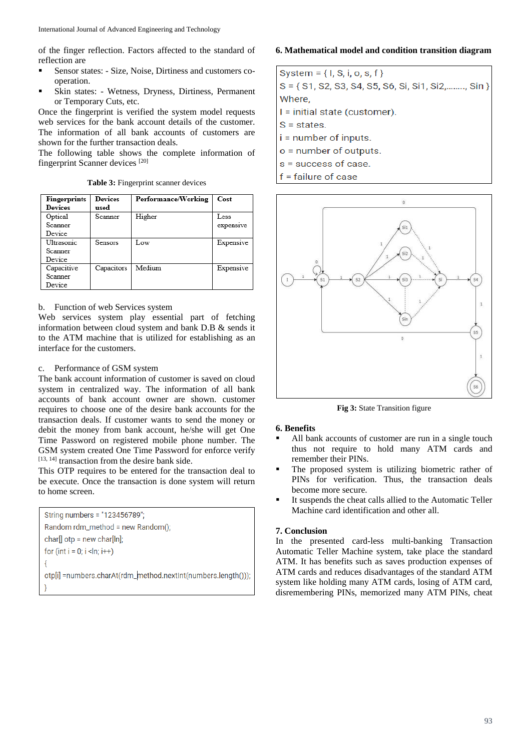of the finger reflection. Factors affected to the standard of reflection are

- Sensor states: - Size, Noise, Dirtiness and customers co-operation.
- Skin states: - Wetness, Dryness, Dirtiness, Permanent or Temporary Cuts, etc.

Once the fingerprint is verified the system model requests web services for the bank account details of the customer. The information of all bank accounts of customers are shown for the further transaction deals.

The following table shows the complete information of fingerprint Scanner devices [20]

**Table 3:** Fingerprint scanner devices

| Fingerprints Devices | Devices used | Performance/Working | Cost |
|---|---|---|---|
| Optical Scanner Device | Scanner | Higher | Less expensive |
| Ultrasonic Scanner Device | Sensors | Low | Expensive |
| Capacitive Scanner Device | Capacitors | Medium | Expensive |

b. Function of web Services system

Web services system play essential part of fetching information between cloud system and bank D.B & sends it to the ATM machine that is utilized for establishing as an interface for the customers.

c. Performance of GSM system

The bank account information of customer is saved on cloud system in centralized way. The information of all bank accounts of bank account owner are shown. customer requires to choose one of the desire bank accounts for the transaction deals. If customer wants to send the money or debit the money from bank account, he/she will get One Time Password on registered mobile phone number. The GSM system created One Time Password for enforce verify [13, 14] transaction from the desire bank side.

This OTP requires to be entered for the transaction deal to be execute. Once the transaction is done system will return to home screen.

```
String numbers = "123456789";
Random rdm_method = new Random();
char[] otp = new char[ln];
for (int i = 0; i <ln; i++)
{
otp[i] =numbers.charAt(rdm_method.nextInt(numbers.length()));
}
```

## 6. Mathematical model and condition transition diagram

System = { I, S, i, o, s, f }

S = { S1, S2, S3, S4, S5, S6, Si, Si1, Si2,........, Sin }

Where,

I = initial state (customer).

S = states.

i = number of inputs.

o = number of outputs.

s = success of case.

f = failure of case

**Fig 3:** State Transition figure

## 6. Benefits

- All bank accounts of customer are run in a single touch thus not require to hold many ATM cards and remember their PINs.
- The proposed system is utilizing biometric rather of PINs for verification. Thus, the transaction deals become more secure.
- It suspends the cheat calls allied to the Automatic Teller Machine card identification and other all.

## 7. Conclusion

In the presented card-less multi-banking Transaction Automatic Teller Machine system, take place the standard ATM. It has benefits such as saves production expenses of ATM cards and reduces disadvantages of the standard ATM system like holding many ATM cards, losing of ATM card, disremembering PINs, memorized many ATM PINs, cheat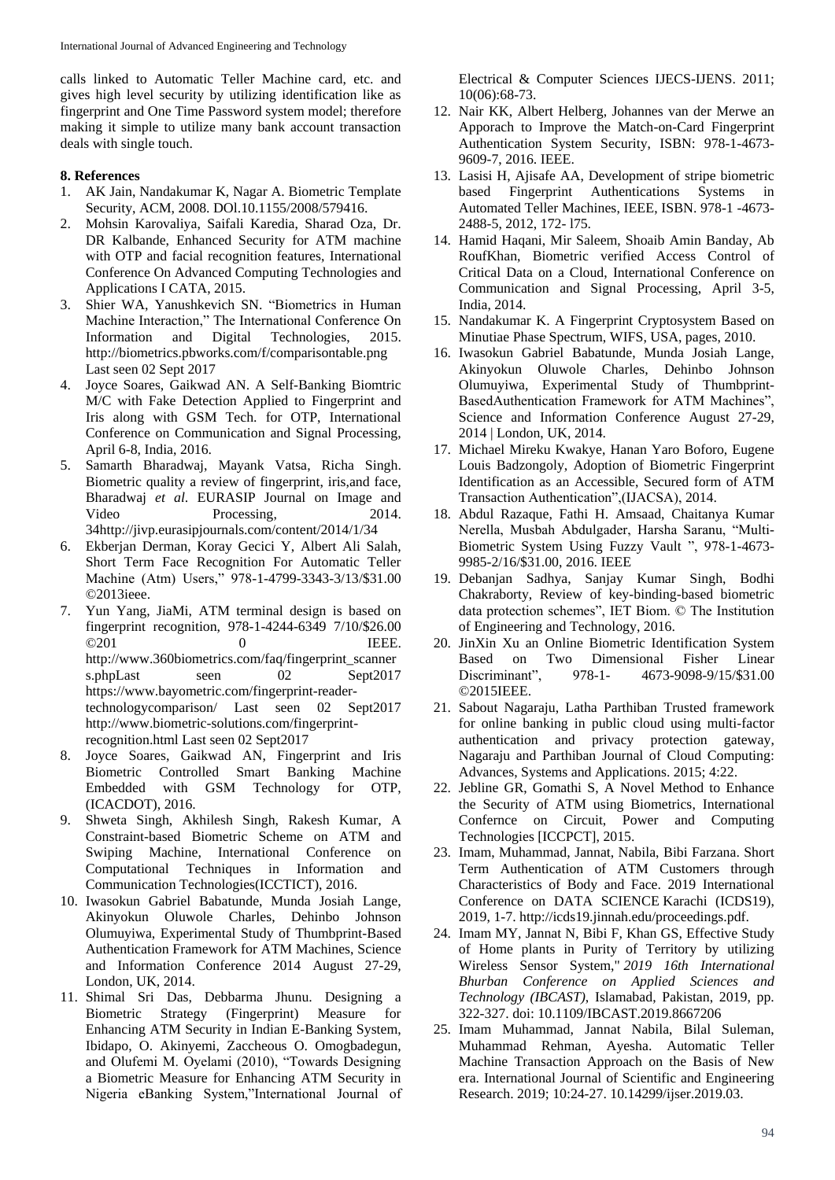calls linked to Automatic Teller Machine card, etc. and gives high level security by utilizing identification like as fingerprint and One Time Password system model; therefore making it simple to utilize many bank account transaction deals with single touch.

## 8. References

1. AK Jain, Nandakumar K, Nagar A. Biometric Template Security, ACM, 2008. DOl.10.1155/2008/579416.
2. Mohsin Karovaliya, Saifali Karedia, Sharad Oza, Dr. DR Kalbande, Enhanced Security for ATM machine with OTP and facial recognition features, International Conference On Advanced Computing Technologies and Applications I CATA, 2015.
3. Shier WA, Yanushkevich SN. "Biometrics in Human Machine Interaction," The International Conference On Information and Digital Technologies, 2015. http://biometrics.pbworks.com/f/comparisontable.png Last seen 02 Sept 2017
4. Joyce Soares, Gaikwad AN. A Self-Banking Biomtric M/C with Fake Detection Applied to Fingerprint and Iris along with GSM Tech. for OTP, International Conference on Communication and Signal Processing, April 6-8, India, 2016.
5. Samarth Bharadwaj, Mayank Vatsa, Richa Singh. Biometric quality a review of fingerprint, iris,and face, Bharadwaj *et al.* EURASIP Journal on Image and Video Processing, 2014. 34http://jivp.eurasipjournals.com/content/2014/1/34
6. Ekberjan Derman, Koray Gecici Y, Albert Ali Salah, Short Term Face Recognition For Automatic Teller Machine (Atm) Users," 978-1-4799-3343-3/13/$31.00 ©2013ieee.
7. Yun Yang, JiaMi, ATM terminal design is based on fingerprint recognition, 978-1-4244-6349 7/10/$26.00 ©201 0 IEEE. http://www.360biometrics.com/faq/fingerprint_scanners.phpLast seen 02 Sept2017 https://www.bayometric.com/fingerprint-reader-technologycomparison/ Last seen 02 Sept2017 http://www.biometric-solutions.com/fingerprint-recognition.html Last seen 02 Sept2017
8. Joyce Soares, Gaikwad AN, Fingerprint and Iris Biometric Controlled Smart Banking Machine Embedded with GSM Technology for OTP, (ICACDOT), 2016.
9. Shweta Singh, Akhilesh Singh, Rakesh Kumar, A Constraint-based Biometric Scheme on ATM and Swiping Machine, International Conference on Computational Techniques in Information and Communication Technologies(ICCTICT), 2016.
10. Iwasokun Gabriel Babatunde, Munda Josiah Lange, Akinyokun Oluwole Charles, Dehinbo Johnson Olumuyiwa, Experimental Study of Thumbprint-Based Authentication Framework for ATM Machines, Science and Information Conference 2014 August 27-29, London, UK, 2014.
11. Shimal Sri Das, Debbarma Jhunu. Designing a Biometric Strategy (Fingerprint) Measure for Enhancing ATM Security in Indian E-Banking System, Ibidapo, O. Akinyemi, Zaccheous O. Omogbadegun, and Olufemi M. Oyelami (2010), "Towards Designing a Biometric Measure for Enhancing ATM Security in Nigeria eBanking System,"International Journal of Electrical & Computer Sciences IJECS-IJENS. 2011; 10(06):68-73.
12. Nair KK, Albert Helberg, Johannes van der Merwe an Apporach to Improve the Match-on-Card Fingerprint Authentication System Security, ISBN: 978-1-4673-9609-7, 2016. IEEE.
13. Lasisi H, Ajisafe AA, Development of stripe biometric based Fingerprint Authentications Systems in Automated Teller Machines, IEEE, ISBN. 978-1 -4673-2488-5, 2012, 172- l75.
14. Hamid Haqani, Mir Saleem, Shoaib Amin Banday, Ab RoufKhan, Biometric verified Access Control of Critical Data on a Cloud, International Conference on Communication and Signal Processing, April 3-5, India, 2014.
15. Nandakumar K. A Fingerprint Cryptosystem Based on Minutiae Phase Spectrum, WIFS, USA, pages, 2010.
16. Iwasokun Gabriel Babatunde, Munda Josiah Lange, Akinyokun Oluwole Charles, Dehinbo Johnson Olumuyiwa, Experimental Study of Thumbprint-BasedAuthentication Framework for ATM Machines", Science and Information Conference August 27-29, 2014 | London, UK, 2014.
17. Michael Mireku Kwakye, Hanan Yaro Boforo, Eugene Louis Badzongoly, Adoption of Biometric Fingerprint Identification as an Accessible, Secured form of ATM Transaction Authentication",(IJACSA), 2014.
18. Abdul Razaque, Fathi H. Amsaad, Chaitanya Kumar Nerella, Musbah Abdulgader, Harsha Saranu, "Multi-Biometric System Using Fuzzy Vault ", 978-1-4673-9985-2/16/$31.00, 2016. IEEE
19. Debanjan Sadhya, Sanjay Kumar Singh, Bodhi Chakraborty, Review of key-binding-based biometric data protection schemes", IET Biom. © The Institution of Engineering and Technology, 2016.
20. JinXin Xu an Online Biometric Identification System Based on Two Dimensional Fisher Linear Discriminant", 978-1- 4673-9098-9/15/$31.00 ©2015IEEE.
21. Sabout Nagaraju, Latha Parthiban Trusted framework for online banking in public cloud using multi-factor authentication and privacy protection gateway, Nagaraju and Parthiban Journal of Cloud Computing: Advances, Systems and Applications. 2015; 4:22.
22. Jebline GR, Gomathi S, A Novel Method to Enhance the Security of ATM using Biometrics, International Confernce on Circuit, Power and Computing Technologies [ICCPCT], 2015.
23. Imam, Muhammad, Jannat, Nabila, Bibi Farzana. Short Term Authentication of ATM Customers through Characteristics of Body and Face. 2019 International Conference on DATA SCIENCE Karachi (ICDS19), 2019, 1-7. http://icds19.jinnah.edu/proceedings.pdf.
24. Imam MY, Jannat N, Bibi F, Khan GS, Effective Study of Home plants in Purity of Territory by utilizing Wireless Sensor System," *2019 16th International Bhurban Conference on Applied Sciences and Technology (IBCAST)*, Islamabad, Pakistan, 2019, pp. 322-327. doi: 10.1109/IBCAST.2019.8667206
25. Imam Muhammad, Jannat Nabila, Bilal Suleman, Muhammad Rehman, Ayesha. Automatic Teller Machine Transaction Approach on the Basis of New era. International Journal of Scientific and Engineering Research. 2019; 10:24-27. 10.14299/ijser.2019.03.